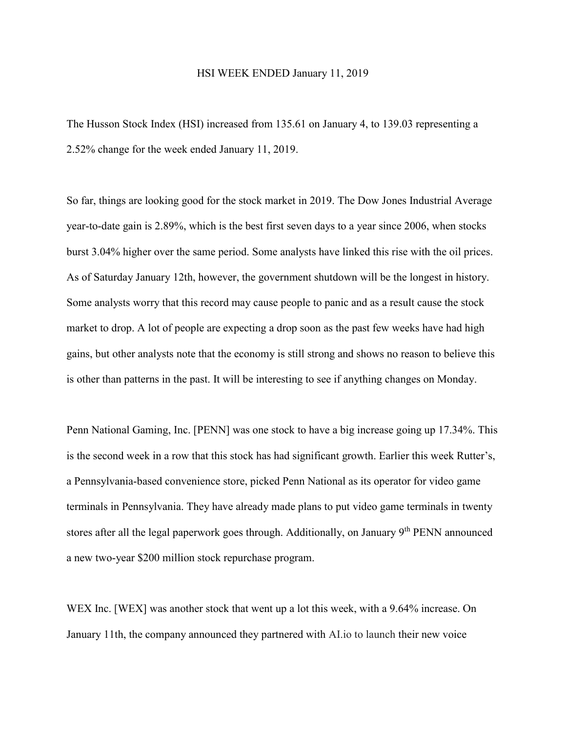# HSI WEEK ENDED January 11, 2019

The Husson Stock Index (HSI) increased from 135.61 on January 4, to 139.03 representing a 2.52% change for the week ended January 11, 2019.

So far, things are looking good for the stock market in 2019. The Dow Jones Industrial Average year-to-date gain is 2.89%, which is the best first seven days to a year since 2006, when stocks burst 3.04% higher over the same period. Some analysts have linked this rise with the oil prices. As of Saturday January 12th, however, the government shutdown will be the longest in history. Some analysts worry that this record may cause people to panic and as a result cause the stock market to drop. A lot of people are expecting a drop soon as the past few weeks have had high gains, but other analysts note that the economy is still strong and shows no reason to believe this is other than patterns in the past. It will be interesting to see if anything changes on Monday.

Penn National Gaming, Inc. [PENN] was one stock to have a big increase going up 17.34%. This is the second week in a row that this stock has had significant growth. Earlier this week Rutter's, a Pennsylvania-based convenience store, picked Penn National as its operator for video game terminals in Pennsylvania. They have already made plans to put video game terminals in twenty stores after all the legal paperwork goes through. Additionally, on January 9th PENN announced a new two-year $200 million stock repurchase program.

WEX Inc. [WEX] was another stock that went up a lot this week, with a 9.64% increase. On January 11th, the company announced they partnered with AI.io to launch their new voice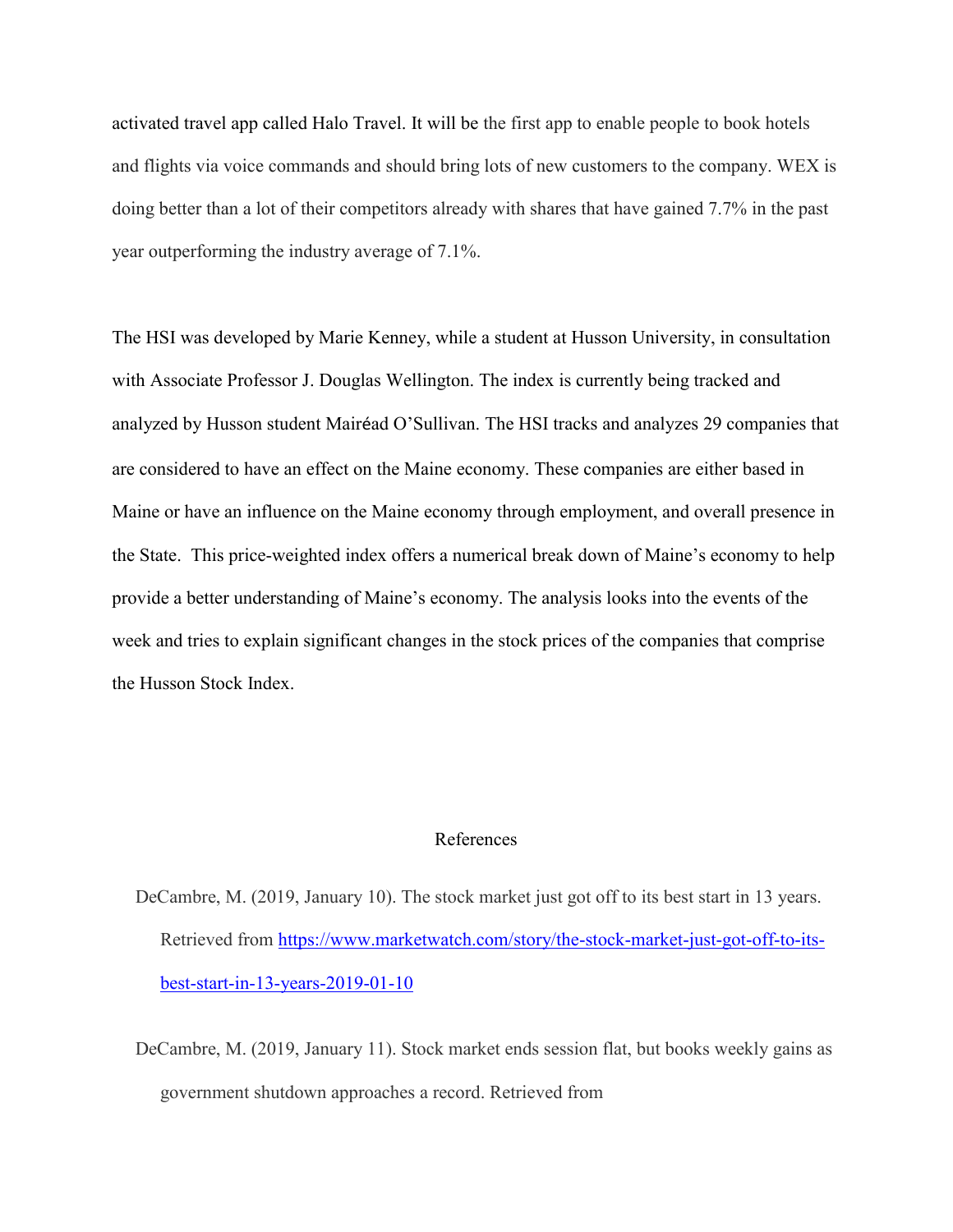activated travel app called Halo Travel. It will be the first app to enable people to book hotels and flights via voice commands and should bring lots of new customers to the company. WEX is doing better than a lot of their competitors already with shares that have gained 7.7% in the past year outperforming the industry average of 7.1%.

The HSI was developed by Marie Kenney, while a student at Husson University, in consultation with Associate Professor J. Douglas Wellington. The index is currently being tracked and analyzed by Husson student Mairéad O'Sullivan. The HSI tracks and analyzes 29 companies that are considered to have an effect on the Maine economy. These companies are either based in Maine or have an influence on the Maine economy through employment, and overall presence in the State.  This price-weighted index offers a numerical break down of Maine's economy to help provide a better understanding of Maine's economy. The analysis looks into the events of the week and tries to explain significant changes in the stock prices of the companies that comprise the Husson Stock Index.

## References

DeCambre, M. (2019, January 10). The stock market just got off to its best start in 13 years. Retrieved from https://www.marketwatch.com/story/the-stock-market-just-got-off-to-its-best-start-in-13-years-2019-01-10

DeCambre, M. (2019, January 11). Stock market ends session flat, but books weekly gains as government shutdown approaches a record. Retrieved from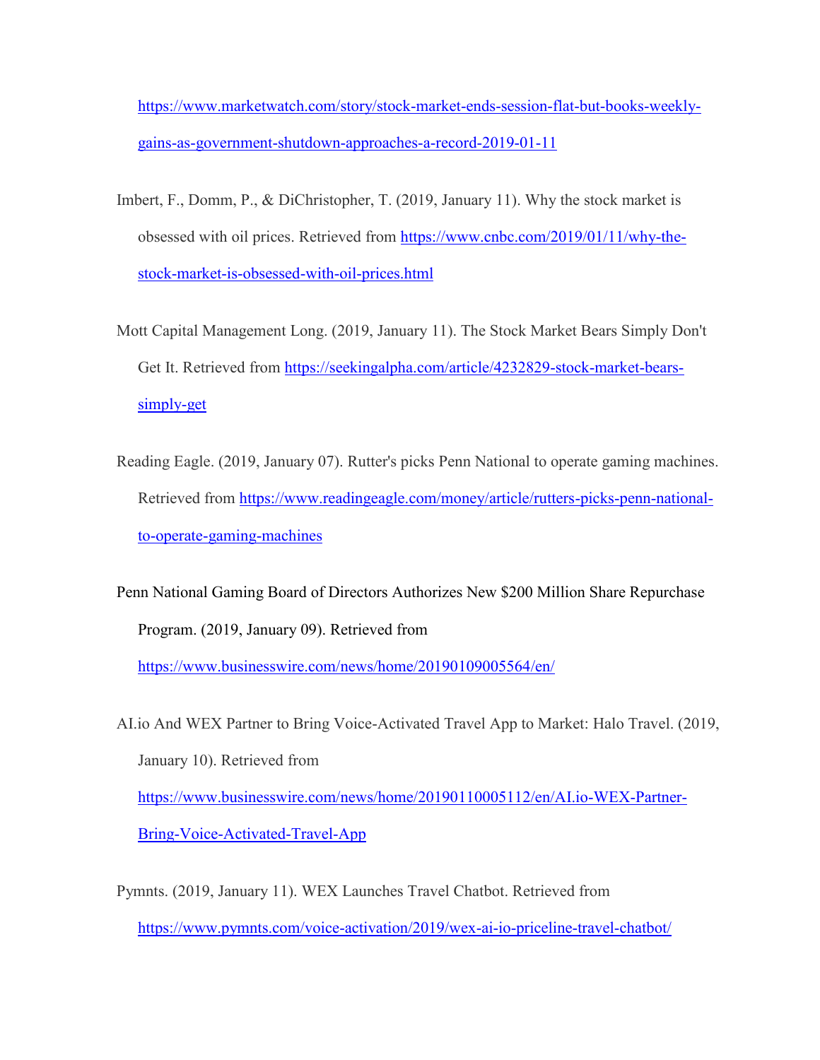https://www.marketwatch.com/story/stock-market-ends-session-flat-but-books-weekly-gains-as-government-shutdown-approaches-a-record-2019-01-11

Imbert, F., Domm, P., & DiChristopher, T. (2019, January 11). Why the stock market is obsessed with oil prices. Retrieved from https://www.cnbc.com/2019/01/11/why-the-stock-market-is-obsessed-with-oil-prices.html

Mott Capital Management Long. (2019, January 11). The Stock Market Bears Simply Don't Get It. Retrieved from https://seekingalpha.com/article/4232829-stock-market-bears-simply-get

Reading Eagle. (2019, January 07). Rutter's picks Penn National to operate gaming machines. Retrieved from https://www.readingeagle.com/money/article/rutters-picks-penn-national-to-operate-gaming-machines

Penn National Gaming Board of Directors Authorizes New $200 Million Share Repurchase Program. (2019, January 09). Retrieved from https://www.businesswire.com/news/home/20190109005564/en/

AI.io And WEX Partner to Bring Voice-Activated Travel App to Market: Halo Travel. (2019, January 10). Retrieved from https://www.businesswire.com/news/home/20190110005112/en/AI.io-WEX-Partner-Bring-Voice-Activated-Travel-App

Pymnts. (2019, January 11). WEX Launches Travel Chatbot. Retrieved from https://www.pymnts.com/voice-activation/2019/wex-ai-io-priceline-travel-chatbot/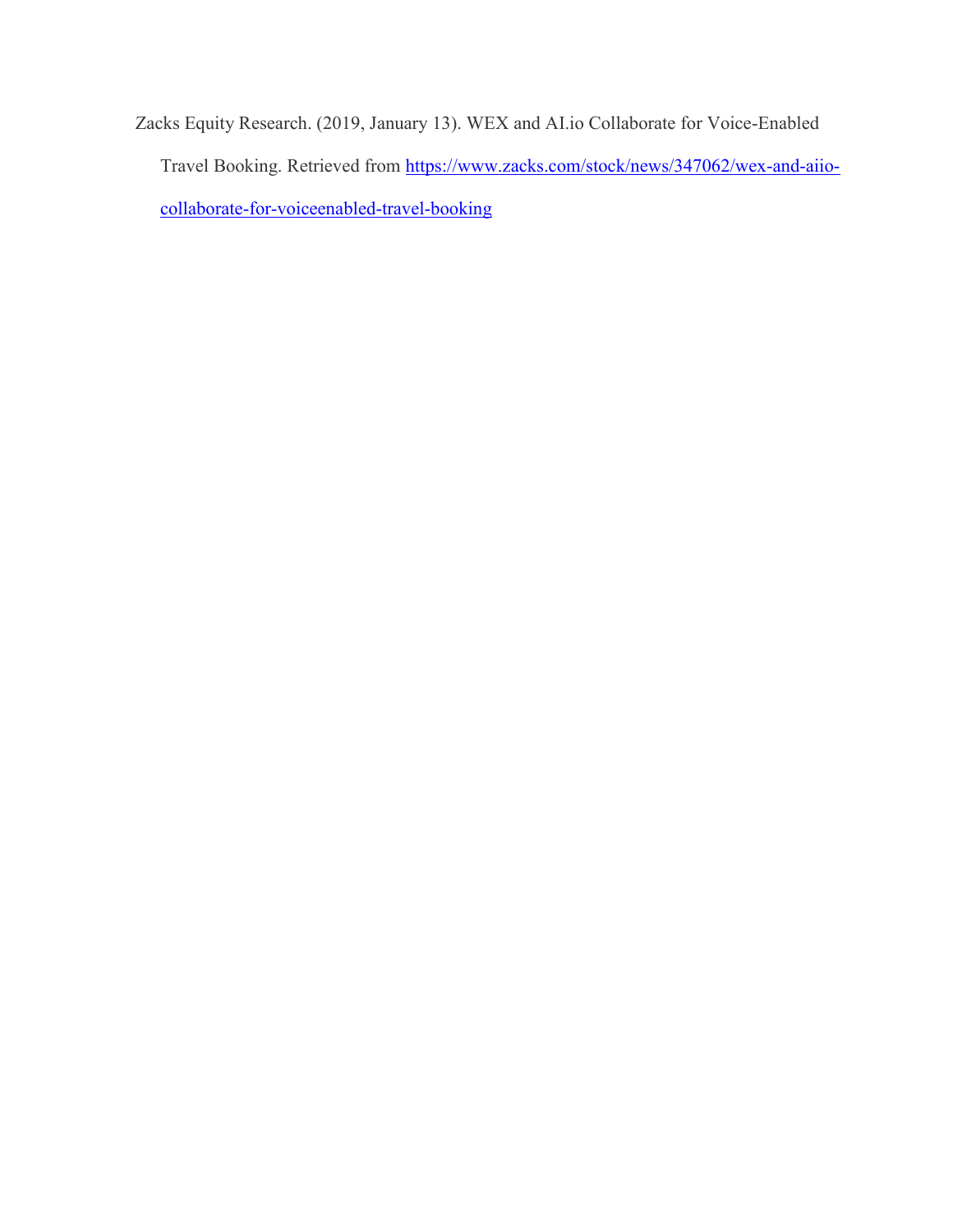Zacks Equity Research. (2019, January 13). WEX and AI.io Collaborate for Voice-Enabled Travel Booking. Retrieved from https://www.zacks.com/stock/news/347062/wex-and-aiio-collaborate-for-voiceenabled-travel-booking